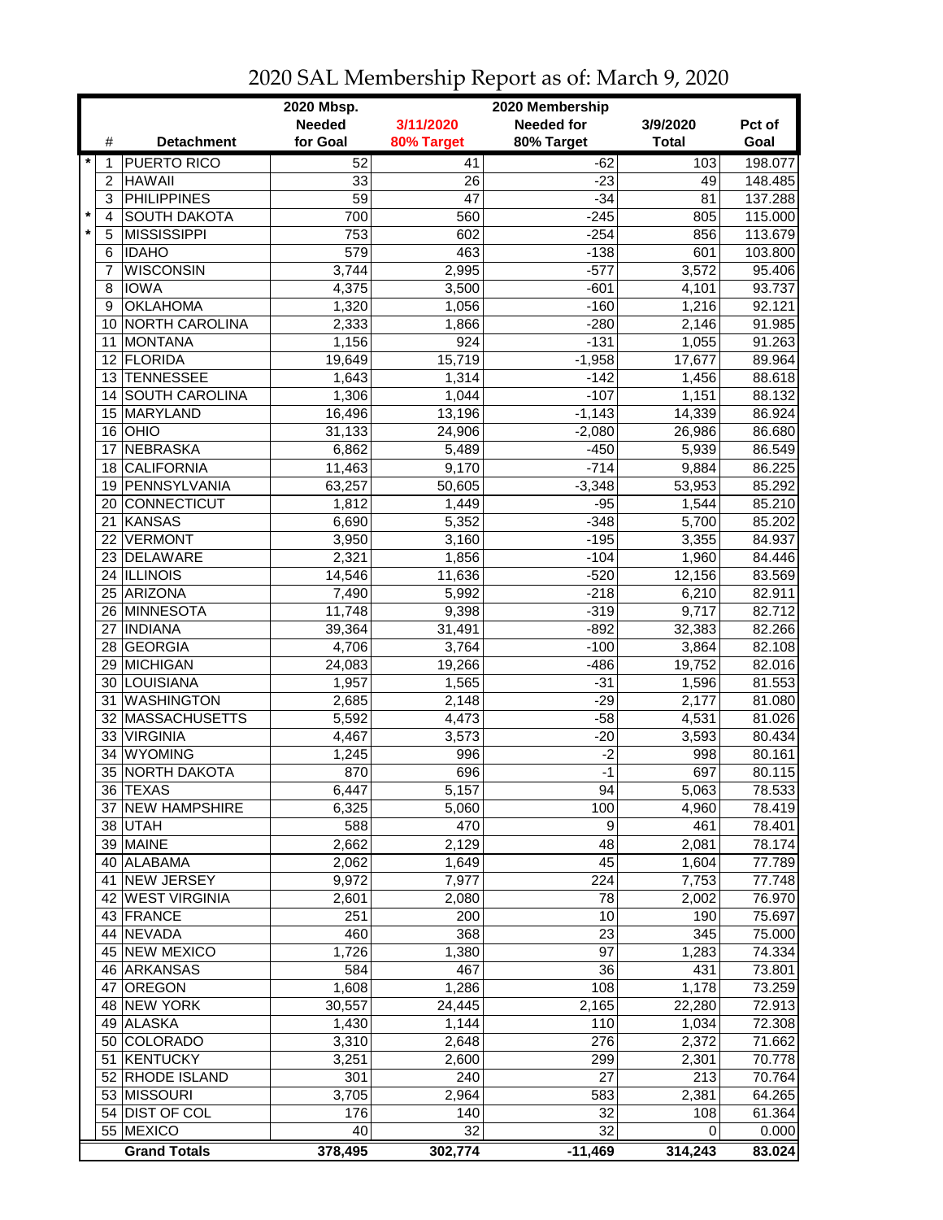# 2020 SAL Membership Report as of: March 9, 2020

| | # | Detachment | 2020 Mbsp. Needed for Goal | 3/11/2020 80% Target | 2020 Membership Needed for 80% Target | 3/9/2020 Total | Pct of Goal |
|---|---|---|---|---|---|---|---|
| * | 1 | PUERTO RICO | 52 | 41 | -62 | 103 | 198.077 |
| | 2 | HAWAII | 33 | 26 | -23 | 49 | 148.485 |
| | 3 | PHILIPPINES | 59 | 47 | -34 | 81 | 137.288 |
| * | 4 | SOUTH DAKOTA | 700 | 560 | -245 | 805 | 115.000 |
| * | 5 | MISSISSIPPI | 753 | 602 | -254 | 856 | 113.679 |
| | 6 | IDAHO | 579 | 463 | -138 | 601 | 103.800 |
| | 7 | WISCONSIN | 3,744 | 2,995 | -577 | 3,572 | 95.406 |
| | 8 | IOWA | 4,375 | 3,500 | -601 | 4,101 | 93.737 |
| | 9 | OKLAHOMA | 1,320 | 1,056 | -160 | 1,216 | 92.121 |
| | 10 | NORTH CAROLINA | 2,333 | 1,866 | -280 | 2,146 | 91.985 |
| | 11 | MONTANA | 1,156 | 924 | -131 | 1,055 | 91.263 |
| | 12 | FLORIDA | 19,649 | 15,719 | -1,958 | 17,677 | 89.964 |
| | 13 | TENNESSEE | 1,643 | 1,314 | -142 | 1,456 | 88.618 |
| | 14 | SOUTH CAROLINA | 1,306 | 1,044 | -107 | 1,151 | 88.132 |
| | 15 | MARYLAND | 16,496 | 13,196 | -1,143 | 14,339 | 86.924 |
| | 16 | OHIO | 31,133 | 24,906 | -2,080 | 26,986 | 86.680 |
| | 17 | NEBRASKA | 6,862 | 5,489 | -450 | 5,939 | 86.549 |
| | 18 | CALIFORNIA | 11,463 | 9,170 | -714 | 9,884 | 86.225 |
| | 19 | PENNSYLVANIA | 63,257 | 50,605 | -3,348 | 53,953 | 85.292 |
| | 20 | CONNECTICUT | 1,812 | 1,449 | -95 | 1,544 | 85.210 |
| | 21 | KANSAS | 6,690 | 5,352 | -348 | 5,700 | 85.202 |
| | 22 | VERMONT | 3,950 | 3,160 | -195 | 3,355 | 84.937 |
| | 23 | DELAWARE | 2,321 | 1,856 | -104 | 1,960 | 84.446 |
| | 24 | ILLINOIS | 14,546 | 11,636 | -520 | 12,156 | 83.569 |
| | 25 | ARIZONA | 7,490 | 5,992 | -218 | 6,210 | 82.911 |
| | 26 | MINNESOTA | 11,748 | 9,398 | -319 | 9,717 | 82.712 |
| | 27 | INDIANA | 39,364 | 31,491 | -892 | 32,383 | 82.266 |
| | 28 | GEORGIA | 4,706 | 3,764 | -100 | 3,864 | 82.108 |
| | 29 | MICHIGAN | 24,083 | 19,266 | -486 | 19,752 | 82.016 |
| | 30 | LOUISIANA | 1,957 | 1,565 | -31 | 1,596 | 81.553 |
| | 31 | WASHINGTON | 2,685 | 2,148 | -29 | 2,177 | 81.080 |
| | 32 | MASSACHUSETTS | 5,592 | 4,473 | -58 | 4,531 | 81.026 |
| | 33 | VIRGINIA | 4,467 | 3,573 | -20 | 3,593 | 80.434 |
| | 34 | WYOMING | 1,245 | 996 | -2 | 998 | 80.161 |
| | 35 | NORTH DAKOTA | 870 | 696 | -1 | 697 | 80.115 |
| | 36 | TEXAS | 6,447 | 5,157 | 94 | 5,063 | 78.533 |
| | 37 | NEW HAMPSHIRE | 6,325 | 5,060 | 100 | 4,960 | 78.419 |
| | 38 | UTAH | 588 | 470 | 9 | 461 | 78.401 |
| | 39 | MAINE | 2,662 | 2,129 | 48 | 2,081 | 78.174 |
| | 40 | ALABAMA | 2,062 | 1,649 | 45 | 1,604 | 77.789 |
| | 41 | NEW JERSEY | 9,972 | 7,977 | 224 | 7,753 | 77.748 |
| | 42 | WEST VIRGINIA | 2,601 | 2,080 | 78 | 2,002 | 76.970 |
| | 43 | FRANCE | 251 | 200 | 10 | 190 | 75.697 |
| | 44 | NEVADA | 460 | 368 | 23 | 345 | 75.000 |
| | 45 | NEW MEXICO | 1,726 | 1,380 | 97 | 1,283 | 74.334 |
| | 46 | ARKANSAS | 584 | 467 | 36 | 431 | 73.801 |
| | 47 | OREGON | 1,608 | 1,286 | 108 | 1,178 | 73.259 |
| | 48 | NEW YORK | 30,557 | 24,445 | 2,165 | 22,280 | 72.913 |
| | 49 | ALASKA | 1,430 | 1,144 | 110 | 1,034 | 72.308 |
| | 50 | COLORADO | 3,310 | 2,648 | 276 | 2,372 | 71.662 |
| | 51 | KENTUCKY | 3,251 | 2,600 | 299 | 2,301 | 70.778 |
| | 52 | RHODE ISLAND | 301 | 240 | 27 | 213 | 70.764 |
| | 53 | MISSOURI | 3,705 | 2,964 | 583 | 2,381 | 64.265 |
| | 54 | DIST OF COL | 176 | 140 | 32 | 108 | 61.364 |
| | 55 | MEXICO | 40 | 32 | 32 | 0 | 0.000 |
| | | **Grand Totals** | **378,495** | **302,774** | **-11,469** | **314,243** | **83.024** |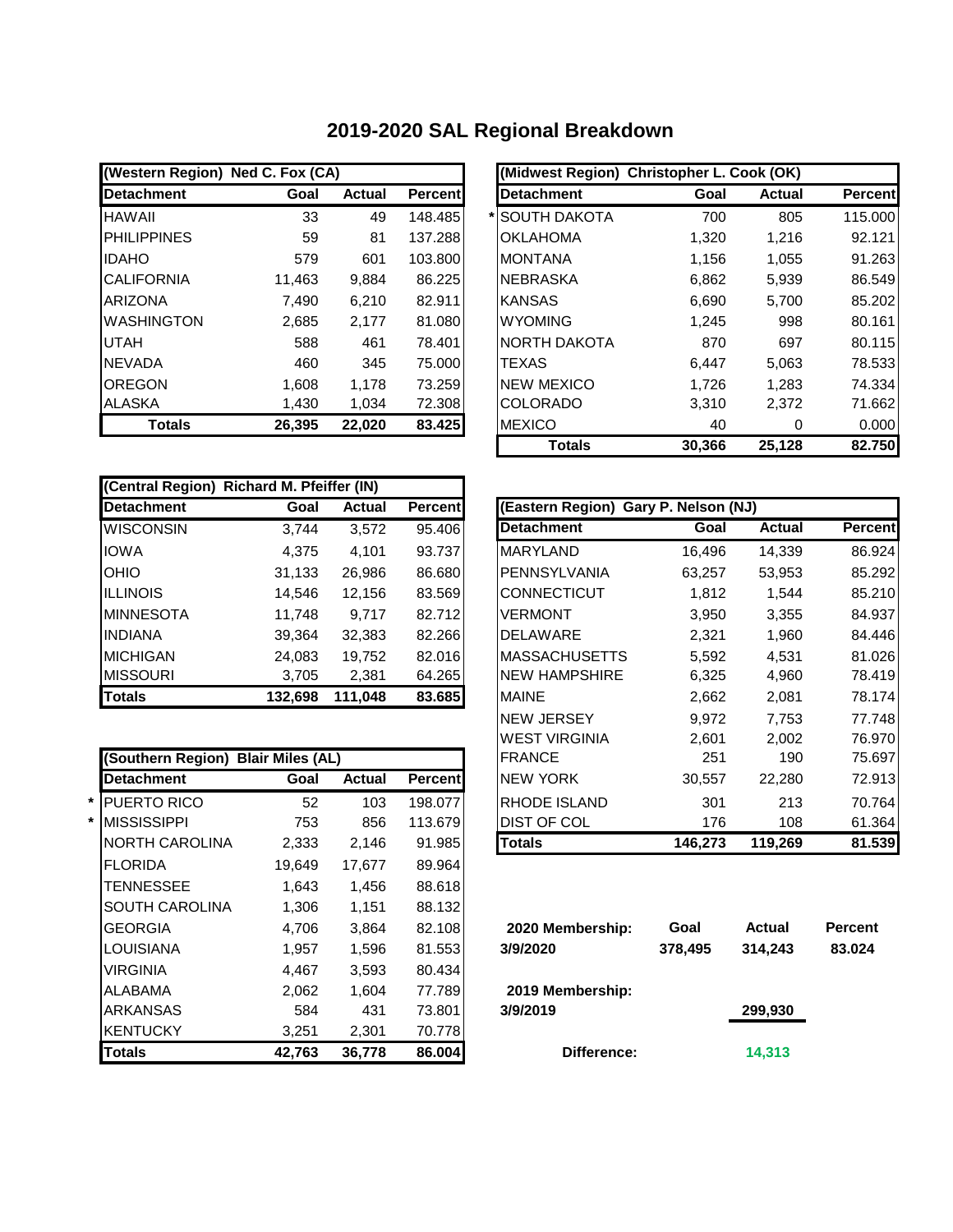# 2019-2020 SAL Regional Breakdown

| (Western Region) Ned C. Fox (CA) | | | |
|---|---|---|---|
| **Detachment** | **Goal** | **Actual** | **Percent** |
| HAWAII | 33 | 49 | 148.485 |
| PHILIPPINES | 59 | 81 | 137.288 |
| IDAHO | 579 | 601 | 103.800 |
| CALIFORNIA | 11,463 | 9,884 | 86.225 |
| ARIZONA | 7,490 | 6,210 | 82.911 |
| WASHINGTON | 2,685 | 2,177 | 81.080 |
| UTAH | 588 | 461 | 78.401 |
| NEVADA | 460 | 345 | 75.000 |
| OREGON | 1,608 | 1,178 | 73.259 |
| ALASKA | 1,430 | 1,034 | 72.308 |
| **Totals** | **26,395** | **22,020** | **83.425** |

| (Midwest Region) Christopher L. Cook (OK) | | | |
|---|---|---|---|
| **Detachment** | **Goal** | **Actual** | **Percent** |
| * SOUTH DAKOTA | 700 | 805 | 115.000 |
| OKLAHOMA | 1,320 | 1,216 | 92.121 |
| MONTANA | 1,156 | 1,055 | 91.263 |
| NEBRASKA | 6,862 | 5,939 | 86.549 |
| KANSAS | 6,690 | 5,700 | 85.202 |
| WYOMING | 1,245 | 998 | 80.161 |
| NORTH DAKOTA | 870 | 697 | 80.115 |
| TEXAS | 6,447 | 5,063 | 78.533 |
| NEW MEXICO | 1,726 | 1,283 | 74.334 |
| COLORADO | 3,310 | 2,372 | 71.662 |
| MEXICO | 40 | 0 | 0.000 |
| **Totals** | **30,366** | **25,128** | **82.750** |

| (Central Region) Richard M. Pfeiffer (IN) | | | |
|---|---|---|---|
| **Detachment** | **Goal** | **Actual** | **Percent** |
| WISCONSIN | 3,744 | 3,572 | 95.406 |
| IOWA | 4,375 | 4,101 | 93.737 |
| OHIO | 31,133 | 26,986 | 86.680 |
| ILLINOIS | 14,546 | 12,156 | 83.569 |
| MINNESOTA | 11,748 | 9,717 | 82.712 |
| INDIANA | 39,364 | 32,383 | 82.266 |
| MICHIGAN | 24,083 | 19,752 | 82.016 |
| MISSOURI | 3,705 | 2,381 | 64.265 |
| **Totals** | **132,698** | **111,048** | **83.685** |

| (Eastern Region) Gary P. Nelson (NJ) | | | |
|---|---|---|---|
| **Detachment** | **Goal** | **Actual** | **Percent** |
| MARYLAND | 16,496 | 14,339 | 86.924 |
| PENNSYLVANIA | 63,257 | 53,953 | 85.292 |
| CONNECTICUT | 1,812 | 1,544 | 85.210 |
| VERMONT | 3,950 | 3,355 | 84.937 |
| DELAWARE | 2,321 | 1,960 | 84.446 |
| MASSACHUSETTS | 5,592 | 4,531 | 81.026 |
| NEW HAMPSHIRE | 6,325 | 4,960 | 78.419 |
| MAINE | 2,662 | 2,081 | 78.174 |
| NEW JERSEY | 9,972 | 7,753 | 77.748 |
| WEST VIRGINIA | 2,601 | 2,002 | 76.970 |
| FRANCE | 251 | 190 | 75.697 |
| NEW YORK | 30,557 | 22,280 | 72.913 |
| RHODE ISLAND | 301 | 213 | 70.764 |
| DIST OF COL | 176 | 108 | 61.364 |
| **Totals** | **146,273** | **119,269** | **81.539** |

| (Southern Region) Blair Miles (AL) | | | |
|---|---|---|---|
| **Detachment** | **Goal** | **Actual** | **Percent** |
| * PUERTO RICO | 52 | 103 | 198.077 |
| * MISSISSIPPI | 753 | 856 | 113.679 |
| NORTH CAROLINA | 2,333 | 2,146 | 91.985 |
| FLORIDA | 19,649 | 17,677 | 89.964 |
| TENNESSEE | 1,643 | 1,456 | 88.618 |
| SOUTH CAROLINA | 1,306 | 1,151 | 88.132 |
| GEORGIA | 4,706 | 3,864 | 82.108 |
| LOUISIANA | 1,957 | 1,596 | 81.553 |
| VIRGINIA | 4,467 | 3,593 | 80.434 |
| ALABAMA | 2,062 | 1,604 | 77.789 |
| ARKANSAS | 584 | 431 | 73.801 |
| KENTUCKY | 3,251 | 2,301 | 70.778 |
| **Totals** | **42,763** | **36,778** | **86.004** |

| | **Goal** | **Actual** | **Percent** |
|---|---|---|---|
| **2020 Membership: 3/9/2020** | **378,495** | **314,243** | **83.024** |
| **2019 Membership: 3/9/2019** | | **299,930** | |
| **Difference:** | | **14,313** | |